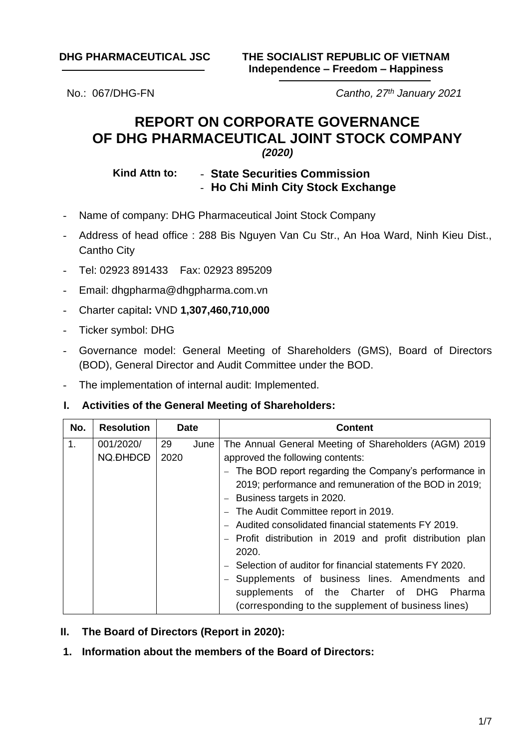**DHG PHARMACEUTICAL JSC**

**THE SOCIALIST REPUBLIC OF VIETNAM**
**Independence – Freedom – Happiness**

No.: 067/DHG-FN

*Cantho, 27th January 2021*

# REPORT ON CORPORATE GOVERNANCE OF DHG PHARMACEUTICAL JOINT STOCK COMPANY

***(2020)***

**Kind Attn to:**
- **State Securities Commission**
- **Ho Chi Minh City Stock Exchange**

- Name of company: DHG Pharmaceutical Joint Stock Company
- Address of head office : 288 Bis Nguyen Van Cu Str., An Hoa Ward, Ninh Kieu Dist., Cantho City
- Tel: 02923 891433 Fax: 02923 895209
- Email: dhgpharma@dhgpharma.com.vn
- Charter capital**:** VND **1,307,460,710,000**
- Ticker symbol: DHG
- Governance model: General Meeting of Shareholders (GMS), Board of Directors (BOD), General Director and Audit Committee under the BOD.
- The implementation of internal audit: Implemented.

## I. Activities of the General Meeting of Shareholders:

| No. | Resolution | Date | Content |
|---|---|---|---|
| 1. | 001/2020/ NQ.ĐHĐCĐ | 29 June 2020 | The Annual General Meeting of Shareholders (AGM) 2019 approved the following contents:<br>– The BOD report regarding the Company's performance in 2019; performance and remuneration of the BOD in 2019;<br>– Business targets in 2020.<br>– The Audit Committee report in 2019.<br>– Audited consolidated financial statements FY 2019.<br>– Profit distribution in 2019 and profit distribution plan 2020.<br>– Selection of auditor for financial statements FY 2020.<br>– Supplements of business lines. Amendments and supplements of the Charter of DHG Pharma (corresponding to the supplement of business lines) |

## II. The Board of Directors (Report in 2020):

### 1. Information about the members of the Board of Directors: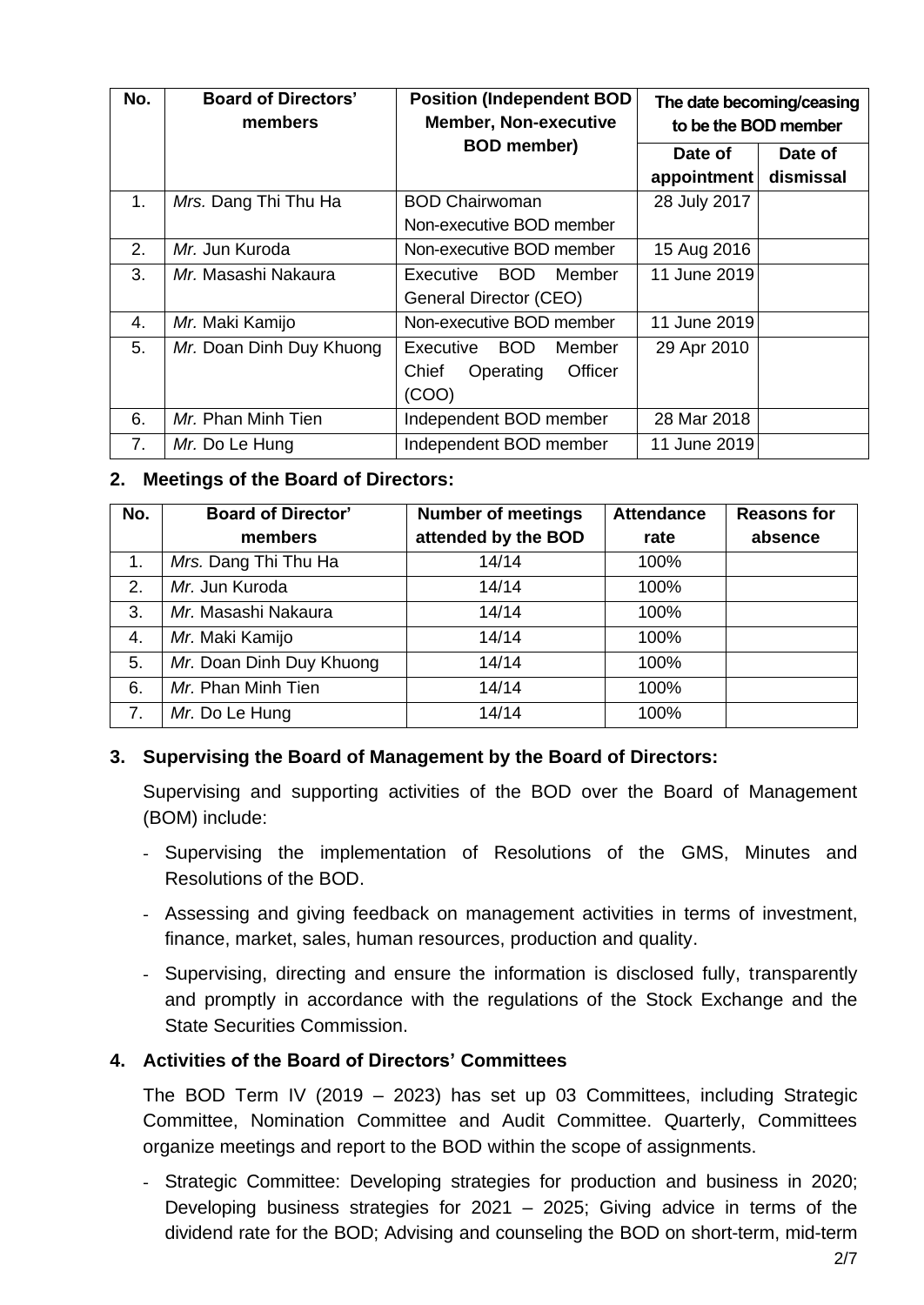| No. | Board of Directors' members | Position (Independent BOD Member, Non-executive BOD member) | The date becoming/ceasing to be the BOD member | |
|---|---|---|---|---|
| | | | Date of appointment | Date of dismissal |
| 1. | *Mrs.* Dang Thi Thu Ha | BOD Chairwoman<br>Non-executive BOD member | 28 July 2017 | |
| 2. | *Mr.* Jun Kuroda | Non-executive BOD member | 15 Aug 2016 | |
| 3. | *Mr.* Masashi Nakaura | Executive BOD Member<br>General Director (CEO) | 11 June 2019 | |
| 4. | *Mr.* Maki Kamijo | Non-executive BOD member | 11 June 2019 | |
| 5. | *Mr.* Doan Dinh Duy Khuong | Executive BOD Member<br>Chief Operating Officer (COO) | 29 Apr 2010 | |
| 6. | *Mr.* Phan Minh Tien | Independent BOD member | 28 Mar 2018 | |
| 7. | *Mr.* Do Le Hung | Independent BOD member | 11 June 2019 | |

## 2. Meetings of the Board of Directors:

| No. | Board of Director' members | Number of meetings attended by the BOD | Attendance rate | Reasons for absence |
|---|---|---|---|---|
| 1. | *Mrs.* Dang Thi Thu Ha | 14/14 | 100% | |
| 2. | *Mr.* Jun Kuroda | 14/14 | 100% | |
| 3. | *Mr.* Masashi Nakaura | 14/14 | 100% | |
| 4. | *Mr.* Maki Kamijo | 14/14 | 100% | |
| 5. | *Mr.* Doan Dinh Duy Khuong | 14/14 | 100% | |
| 6. | *Mr.* Phan Minh Tien | 14/14 | 100% | |
| 7. | *Mr.* Do Le Hung | 14/14 | 100% | |

## 3. Supervising the Board of Management by the Board of Directors:

Supervising and supporting activities of the BOD over the Board of Management (BOM) include:

- Supervising the implementation of Resolutions of the GMS, Minutes and Resolutions of the BOD.
- Assessing and giving feedback on management activities in terms of investment, finance, market, sales, human resources, production and quality.
- Supervising, directing and ensure the information is disclosed fully, transparently and promptly in accordance with the regulations of the Stock Exchange and the State Securities Commission.

## 4. Activities of the Board of Directors' Committees

The BOD Term IV (2019 – 2023) has set up 03 Committees, including Strategic Committee, Nomination Committee and Audit Committee. Quarterly, Committees organize meetings and report to the BOD within the scope of assignments.

- Strategic Committee: Developing strategies for production and business in 2020; Developing business strategies for 2021 – 2025; Giving advice in terms of the dividend rate for the BOD; Advising and counseling the BOD on short-term, mid-term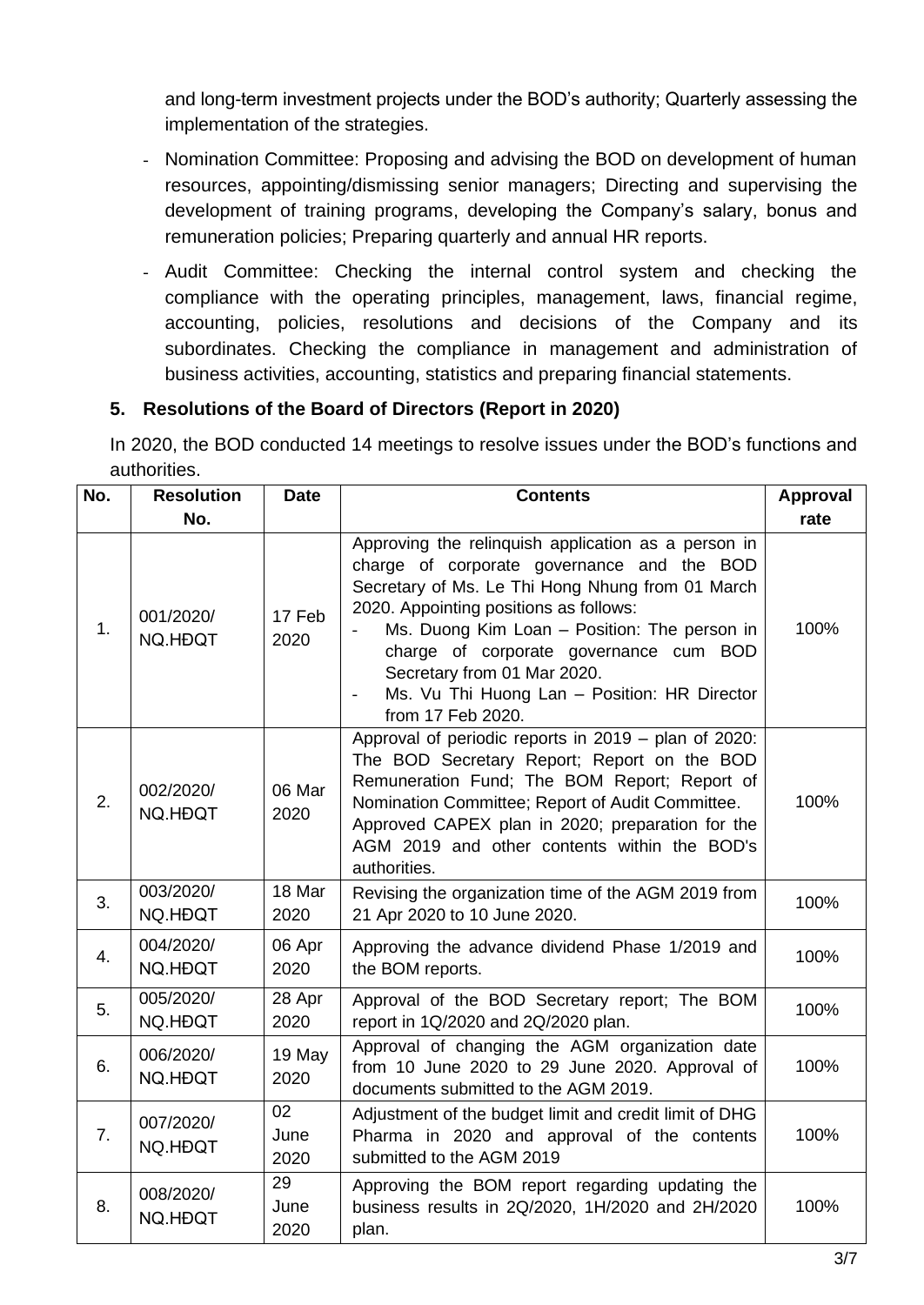and long-term investment projects under the BOD's authority; Quarterly assessing the implementation of the strategies.

- Nomination Committee: Proposing and advising the BOD on development of human resources, appointing/dismissing senior managers; Directing and supervising the development of training programs, developing the Company's salary, bonus and remuneration policies; Preparing quarterly and annual HR reports.
- Audit Committee: Checking the internal control system and checking the compliance with the operating principles, management, laws, financial regime, accounting, policies, resolutions and decisions of the Company and its subordinates. Checking the compliance in management and administration of business activities, accounting, statistics and preparing financial statements.

## 5. Resolutions of the Board of Directors (Report in 2020)

In 2020, the BOD conducted 14 meetings to resolve issues under the BOD's functions and authorities.

| No. | Resolution No. | Date | Contents | Approval rate |
|---|---|---|---|---|
| 1. | 001/2020/ NQ.HĐQT | 17 Feb 2020 | Approving the relinquish application as a person in charge of corporate governance and the BOD Secretary of Ms. Le Thi Hong Nhung from 01 March 2020. Appointing positions as follows: - Ms. Duong Kim Loan – Position: The person in charge of corporate governance cum BOD Secretary from 01 Mar 2020. - Ms. Vu Thi Huong Lan – Position: HR Director from 17 Feb 2020. | 100% |
| 2. | 002/2020/ NQ.HĐQT | 06 Mar 2020 | Approval of periodic reports in 2019 – plan of 2020: The BOD Secretary Report; Report on the BOD Remuneration Fund; The BOM Report; Report of Nomination Committee; Report of Audit Committee. Approved CAPEX plan in 2020; preparation for the AGM 2019 and other contents within the BOD's authorities. | 100% |
| 3. | 003/2020/ NQ.HĐQT | 18 Mar 2020 | Revising the organization time of the AGM 2019 from 21 Apr 2020 to 10 June 2020. | 100% |
| 4. | 004/2020/ NQ.HĐQT | 06 Apr 2020 | Approving the advance dividend Phase 1/2019 and the BOM reports. | 100% |
| 5. | 005/2020/ NQ.HĐQT | 28 Apr 2020 | Approval of the BOD Secretary report; The BOM report in 1Q/2020 and 2Q/2020 plan. | 100% |
| 6. | 006/2020/ NQ.HĐQT | 19 May 2020 | Approval of changing the AGM organization date from 10 June 2020 to 29 June 2020. Approval of documents submitted to the AGM 2019. | 100% |
| 7. | 007/2020/ NQ.HĐQT | 02 June 2020 | Adjustment of the budget limit and credit limit of DHG Pharma in 2020 and approval of the contents submitted to the AGM 2019 | 100% |
| 8. | 008/2020/ NQ.HĐQT | 29 June 2020 | Approving the BOM report regarding updating the business results in 2Q/2020, 1H/2020 and 2H/2020 plan. | 100% |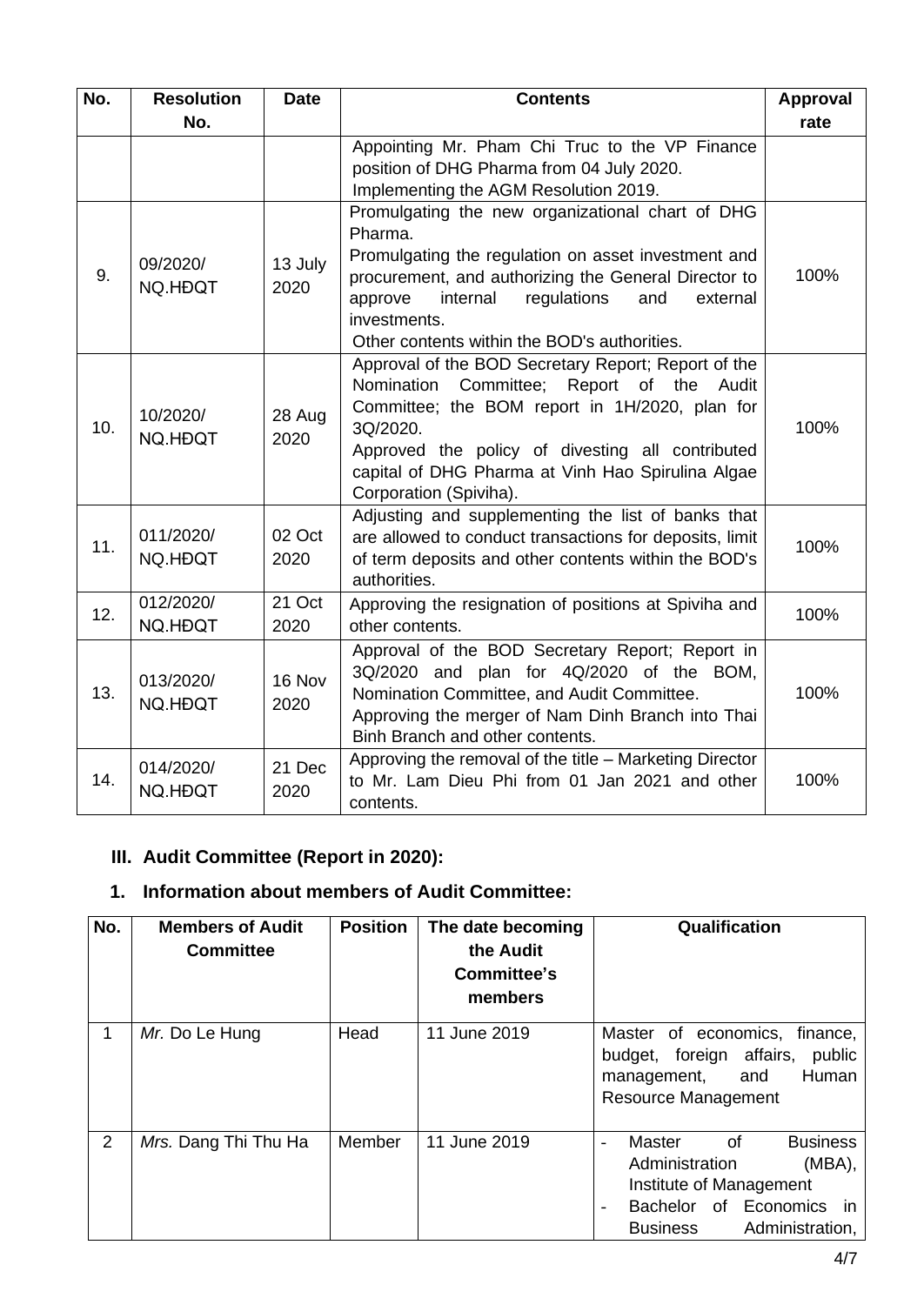| No. | Resolution No. | Date | Contents | Approval rate |
|---|---|---|---|---|
| | | | Appointing Mr. Pham Chi Truc to the VP Finance position of DHG Pharma from 04 July 2020.<br>Implementing the AGM Resolution 2019. | |
| 9. | 09/2020/ NQ.HĐQT | 13 July 2020 | Promulgating the new organizational chart of DHG Pharma.<br>Promulgating the regulation on asset investment and procurement, and authorizing the General Director to approve internal regulations and external investments.<br>Other contents within the BOD's authorities. | 100% |
| 10. | 10/2020/ NQ.HĐQT | 28 Aug 2020 | Approval of the BOD Secretary Report; Report of the Nomination Committee; Report of the Audit Committee; the BOM report in 1H/2020, plan for 3Q/2020.<br>Approved the policy of divesting all contributed capital of DHG Pharma at Vinh Hao Spirulina Algae Corporation (Spiviha). | 100% |
| 11. | 011/2020/ NQ.HĐQT | 02 Oct 2020 | Adjusting and supplementing the list of banks that are allowed to conduct transactions for deposits, limit of term deposits and other contents within the BOD's authorities. | 100% |
| 12. | 012/2020/ NQ.HĐQT | 21 Oct 2020 | Approving the resignation of positions at Spiviha and other contents. | 100% |
| 13. | 013/2020/ NQ.HĐQT | 16 Nov 2020 | Approval of the BOD Secretary Report; Report in 3Q/2020 and plan for 4Q/2020 of the BOM, Nomination Committee, and Audit Committee.<br>Approving the merger of Nam Dinh Branch into Thai Binh Branch and other contents. | 100% |
| 14. | 014/2020/ NQ.HĐQT | 21 Dec 2020 | Approving the removal of the title – Marketing Director to Mr. Lam Dieu Phi from 01 Jan 2021 and other contents. | 100% |

## III. Audit Committee (Report in 2020):

### 1. Information about members of Audit Committee:

| No. | Members of Audit Committee | Position | The date becoming the Audit Committee's members | Qualification |
|---|---|---|---|---|
| 1 | *Mr.* Do Le Hung | Head | 11 June 2019 | Master of economics, finance, budget, foreign affairs, public management, and Human Resource Management |
| 2 | *Mrs.* Dang Thi Thu Ha | Member | 11 June 2019 | - Master of Business Administration (MBA), Institute of Management<br>- Bachelor of Economics in Business Administration, |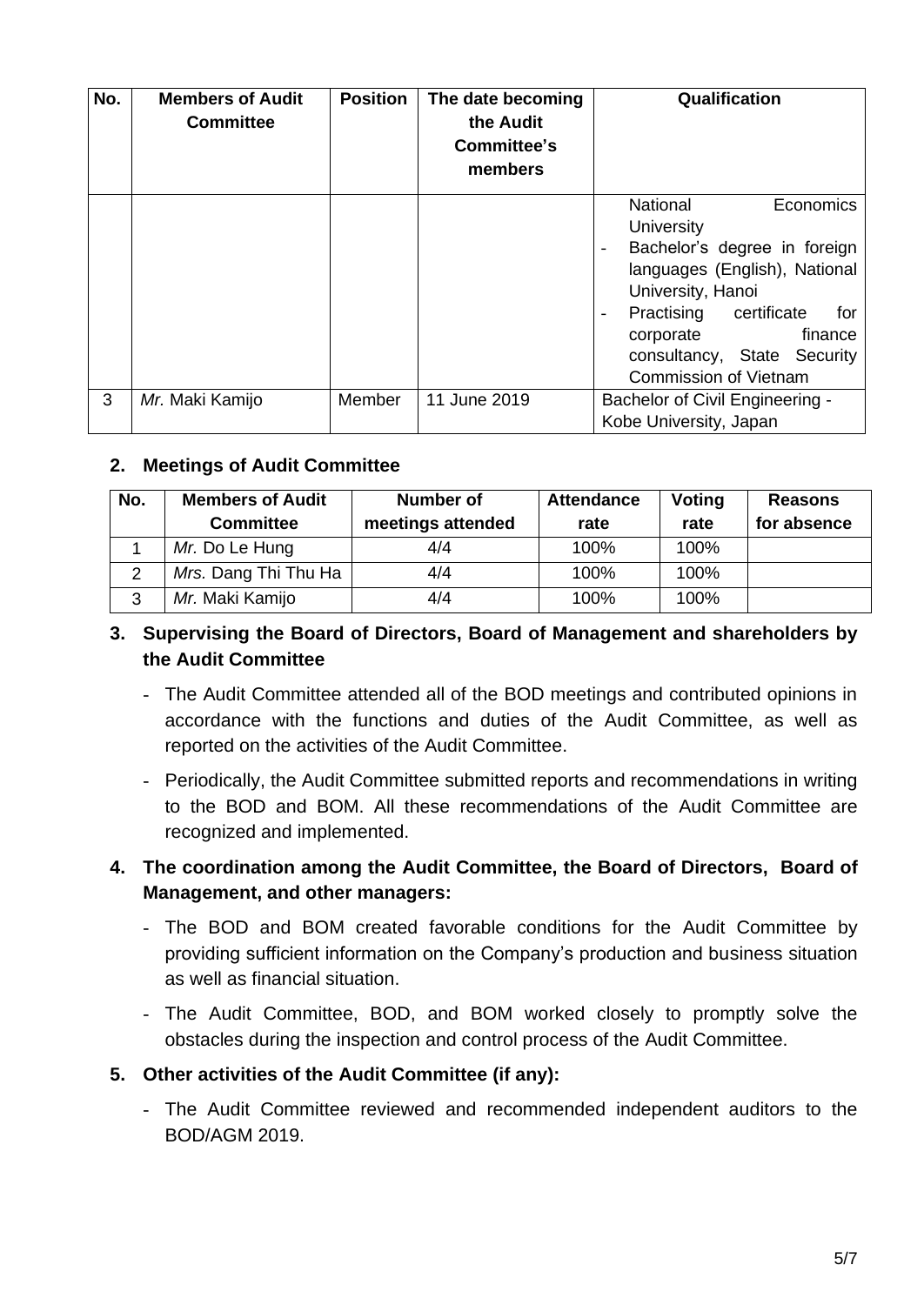| No. | Members of Audit Committee | Position | The date becoming the Audit Committee's members | Qualification |
|---|---|---|---|---|
| | | | | National Economics University<br>- Bachelor's degree in foreign languages (English), National University, Hanoi<br>- Practising certificate for corporate finance consultancy, State Security Commission of Vietnam |
| 3 | *Mr.* Maki Kamijo | Member | 11 June 2019 | Bachelor of Civil Engineering - Kobe University, Japan |

## 2. Meetings of Audit Committee

| No. | Members of Audit Committee | Number of meetings attended | Attendance rate | Voting rate | Reasons for absence |
|---|---|---|---|---|---|
| 1 | *Mr.* Do Le Hung | 4/4 | 100% | 100% | |
| 2 | *Mrs.* Dang Thi Thu Ha | 4/4 | 100% | 100% | |
| 3 | *Mr.* Maki Kamijo | 4/4 | 100% | 100% | |

## 3. Supervising the Board of Directors, Board of Management and shareholders by the Audit Committee

- The Audit Committee attended all of the BOD meetings and contributed opinions in accordance with the functions and duties of the Audit Committee, as well as reported on the activities of the Audit Committee.
- Periodically, the Audit Committee submitted reports and recommendations in writing to the BOD and BOM. All these recommendations of the Audit Committee are recognized and implemented.

## 4. The coordination among the Audit Committee, the Board of Directors, Board of Management, and other managers:

- The BOD and BOM created favorable conditions for the Audit Committee by providing sufficient information on the Company's production and business situation as well as financial situation.
- The Audit Committee, BOD, and BOM worked closely to promptly solve the obstacles during the inspection and control process of the Audit Committee.

## 5. Other activities of the Audit Committee (if any):

- The Audit Committee reviewed and recommended independent auditors to the BOD/AGM 2019.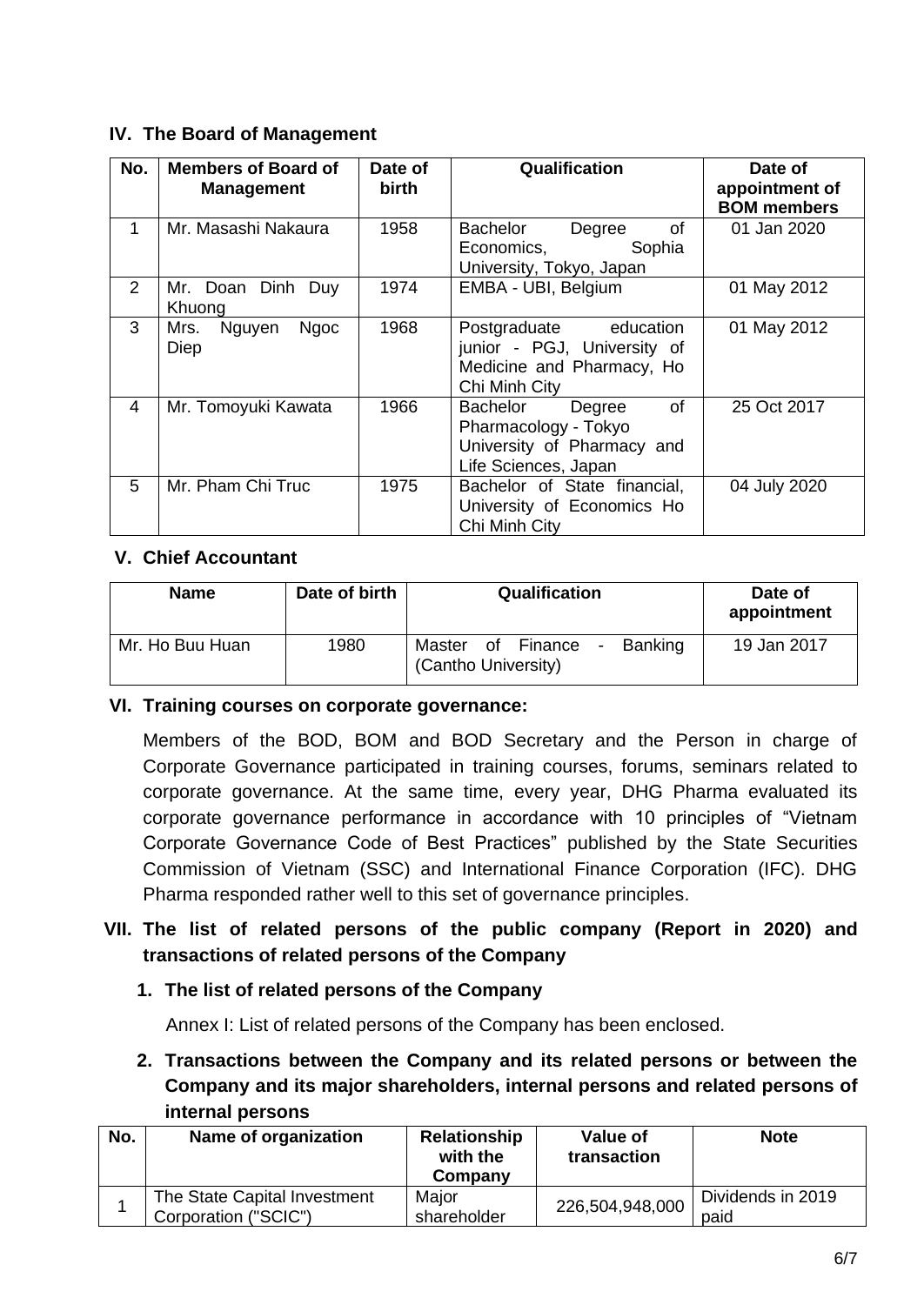## IV. The Board of Management

| No. | Members of Board of Management | Date of birth | Qualification | Date of appointment of BOM members |
|---|---|---|---|---|
| 1 | Mr. Masashi Nakaura | 1958 | Bachelor Degree of Economics, Sophia University, Tokyo, Japan | 01 Jan 2020 |
| 2 | Mr. Doan Dinh Duy Khuong | 1974 | EMBA - UBI, Belgium | 01 May 2012 |
| 3 | Mrs. Nguyen Ngoc Diep | 1968 | Postgraduate education junior - PGJ, University of Medicine and Pharmacy, Ho Chi Minh City | 01 May 2012 |
| 4 | Mr. Tomoyuki Kawata | 1966 | Bachelor Degree of Pharmacology - Tokyo University of Pharmacy and Life Sciences, Japan | 25 Oct 2017 |
| 5 | Mr. Pham Chi Truc | 1975 | Bachelor of State financial, University of Economics Ho Chi Minh City | 04 July 2020 |

## V. Chief Accountant

| Name | Date of birth | Qualification | Date of appointment |
|---|---|---|---|
| Mr. Ho Buu Huan | 1980 | Master of Finance - Banking (Cantho University) | 19 Jan 2017 |

## VI. Training courses on corporate governance:

Members of the BOD, BOM and BOD Secretary and the Person in charge of Corporate Governance participated in training courses, forums, seminars related to corporate governance. At the same time, every year, DHG Pharma evaluated its corporate governance performance in accordance with 10 principles of "Vietnam Corporate Governance Code of Best Practices" published by the State Securities Commission of Vietnam (SSC) and International Finance Corporation (IFC). DHG Pharma responded rather well to this set of governance principles.

## VII. The list of related persons of the public company (Report in 2020) and transactions of related persons of the Company

### 1. The list of related persons of the Company

Annex I: List of related persons of the Company has been enclosed.

### 2. Transactions between the Company and its related persons or between the Company and its major shareholders, internal persons and related persons of internal persons

| No. | Name of organization | Relationship with the Company | Value of transaction | Note |
|---|---|---|---|---|
| 1 | The State Capital Investment Corporation ("SCIC") | Major shareholder | 226,504,948,000 | Dividends in 2019 paid |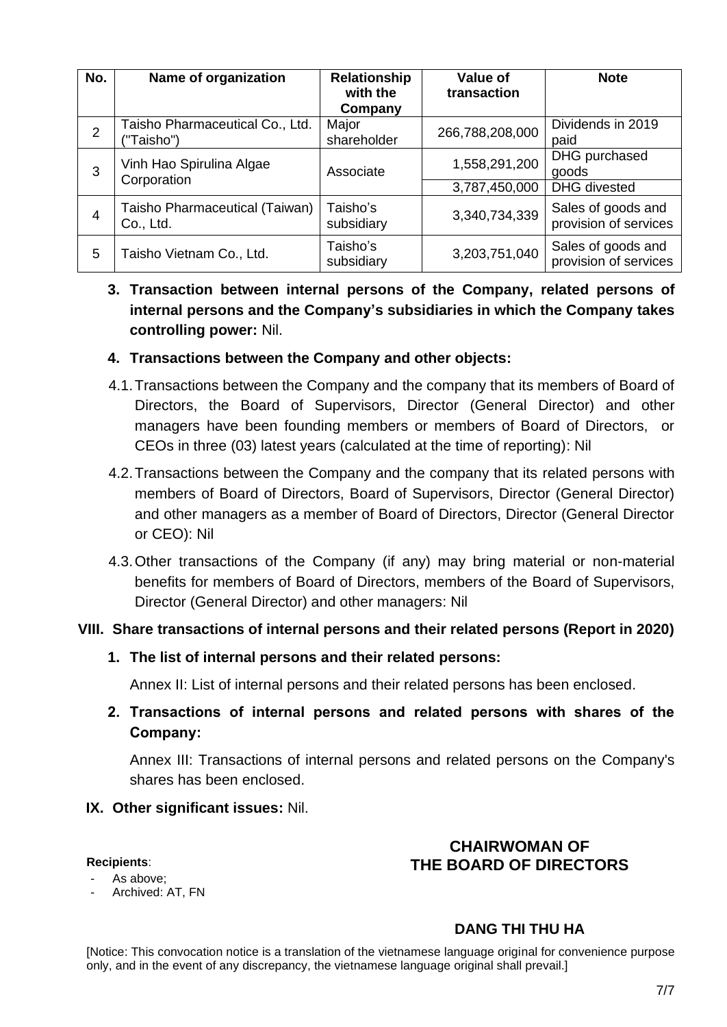| No. | Name of organization | Relationship with the Company | Value of transaction | Note |
|---|---|---|---|---|
| 2 | Taisho Pharmaceutical Co., Ltd. ("Taisho") | Major shareholder | 266,788,208,000 | Dividends in 2019 paid |
| 3 | Vinh Hao Spirulina Algae Corporation | Associate | 1,558,291,200 | DHG purchased goods |
| | | | 3,787,450,000 | DHG divested |
| 4 | Taisho Pharmaceutical (Taiwan) Co., Ltd. | Taisho's subsidiary | 3,340,734,339 | Sales of goods and provision of services |
| 5 | Taisho Vietnam Co., Ltd. | Taisho's subsidiary | 3,203,751,040 | Sales of goods and provision of services |

**3. Transaction between internal persons of the Company, related persons of internal persons and the Company's subsidiaries in which the Company takes controlling power:** Nil.

**4. Transactions between the Company and other objects:**

4.1. Transactions between the Company and the company that its members of Board of Directors, the Board of Supervisors, Director (General Director) and other managers have been founding members or members of Board of Directors, or CEOs in three (03) latest years (calculated at the time of reporting): Nil

4.2. Transactions between the Company and the company that its related persons with members of Board of Directors, Board of Supervisors, Director (General Director) and other managers as a member of Board of Directors, Director (General Director or CEO): Nil

4.3. Other transactions of the Company (if any) may bring material or non-material benefits for members of Board of Directors, members of the Board of Supervisors, Director (General Director) and other managers: Nil

## VIII. Share transactions of internal persons and their related persons (Report in 2020)

**1. The list of internal persons and their related persons:**

Annex II: List of internal persons and their related persons has been enclosed.

**2. Transactions of internal persons and related persons with shares of the Company:**

Annex III: Transactions of internal persons and related persons on the Company's shares has been enclosed.

## IX. Other significant issues: Nil.

**Recipients**:
- As above;
- Archived: AT, FN

**CHAIRWOMAN OF THE BOARD OF DIRECTORS**

**DANG THI THU HA**

[Notice: This convocation notice is a translation of the vietnamese language original for convenience purpose only, and in the event of any discrepancy, the vietnamese language original shall prevail.]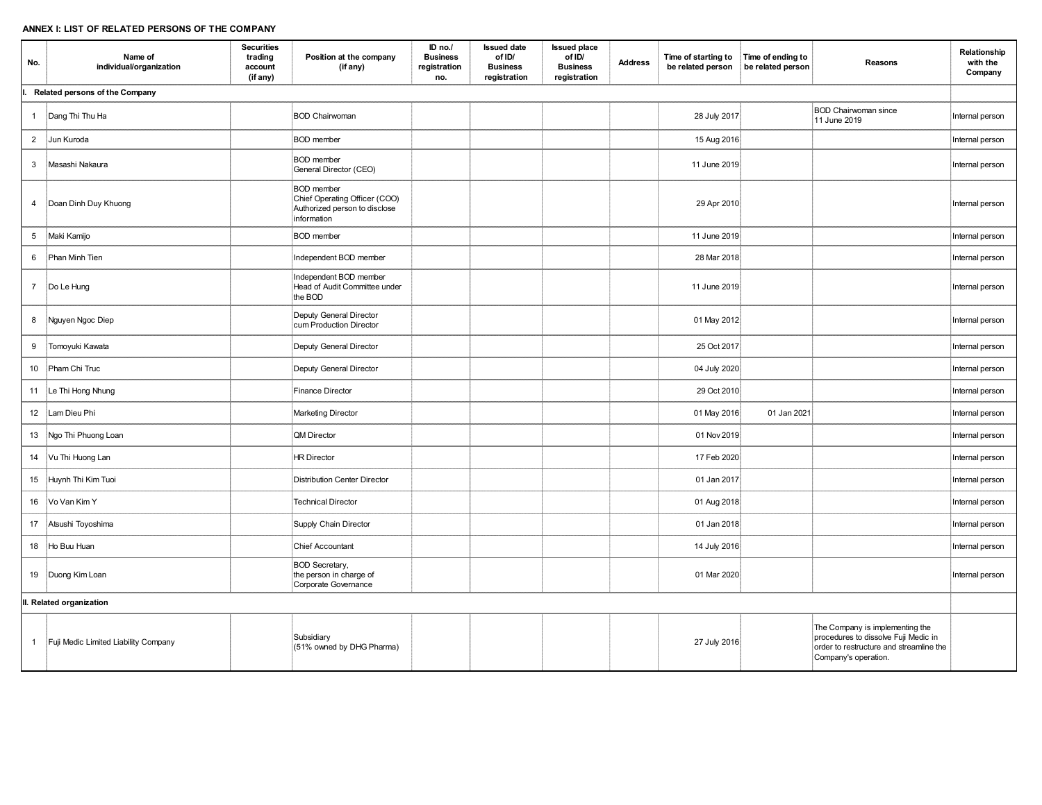**ANNEX I: LIST OF RELATED PERSONS OF THE COMPANY**

| No. | Name of individual/organization | Securities trading account (if any) | Position at the company (if any) | ID no./ Business registration no. | Issued date of ID/ Business registration | Issued place of ID/ Business registration | Address | Time of starting to be related person | Time of ending to be related person | Reasons | Relationship with the Company |
|---|---|---|---|---|---|---|---|---|---|---|---|
| **I. Related persons of the Company** | | | | | | | | | | | |
| 1 | Dang Thi Thu Ha | | BOD Chairwoman | | | | | 28 July 2017 | | BOD Chairwoman since 11 June 2019 | Internal person |
| 2 | Jun Kuroda | | BOD member | | | | | 15 Aug 2016 | | | Internal person |
| 3 | Masashi Nakaura | | BOD member<br>General Director (CEO) | | | | | 11 June 2019 | | | Internal person |
| 4 | Doan Dinh Duy Khuong | | BOD member<br>Chief Operating Officer (COO)<br>Authorized person to disclose information | | | | | 29 Apr 2010 | | | Internal person |
| 5 | Maki Kamijo | | BOD member | | | | | 11 June 2019 | | | Internal person |
| 6 | Phan Minh Tien | | Independent BOD member | | | | | 28 Mar 2018 | | | Internal person |
| 7 | Do Le Hung | | Independent BOD member<br>Head of Audit Committee under the BOD | | | | | 11 June 2019 | | | Internal person |
| 8 | Nguyen Ngoc Diep | | Deputy General Director cum Production Director | | | | | 01 May 2012 | | | Internal person |
| 9 | Tomoyuki Kawata | | Deputy General Director | | | | | 25 Oct 2017 | | | Internal person |
| 10 | Pham Chi Truc | | Deputy General Director | | | | | 04 July 2020 | | | Internal person |
| 11 | Le Thi Hong Nhung | | Finance Director | | | | | 29 Oct 2010 | | | Internal person |
| 12 | Lam Dieu Phi | | Marketing Director | | | | | 01 May 2016 | 01 Jan 2021 | | Internal person |
| 13 | Ngo Thi Phuong Loan | | QM Director | | | | | 01 Nov 2019 | | | Internal person |
| 14 | Vu Thi Huong Lan | | HR Director | | | | | 17 Feb 2020 | | | Internal person |
| 15 | Huynh Thi Kim Tuoi | | Distribution Center Director | | | | | 01 Jan 2017 | | | Internal person |
| 16 | Vo Van Kim Y | | Technical Director | | | | | 01 Aug 2018 | | | Internal person |
| 17 | Atsushi Toyoshima | | Supply Chain Director | | | | | 01 Jan 2018 | | | Internal person |
| 18 | Ho Buu Huan | | Chief Accountant | | | | | 14 July 2016 | | | Internal person |
| 19 | Duong Kim Loan | | BOD Secretary,<br>the person in charge of Corporate Governance | | | | | 01 Mar 2020 | | | Internal person |
| **II. Related organization** | | | | | | | | | | | |
| 1 | Fuji Medic Limited Liability Company | | Subsidiary<br>(51% owned by DHG Pharma) | | | | | 27 July 2016 | | The Company is implementing the procedures to dissolve Fuji Medic in order to restructure and streamline the Company's operation. | |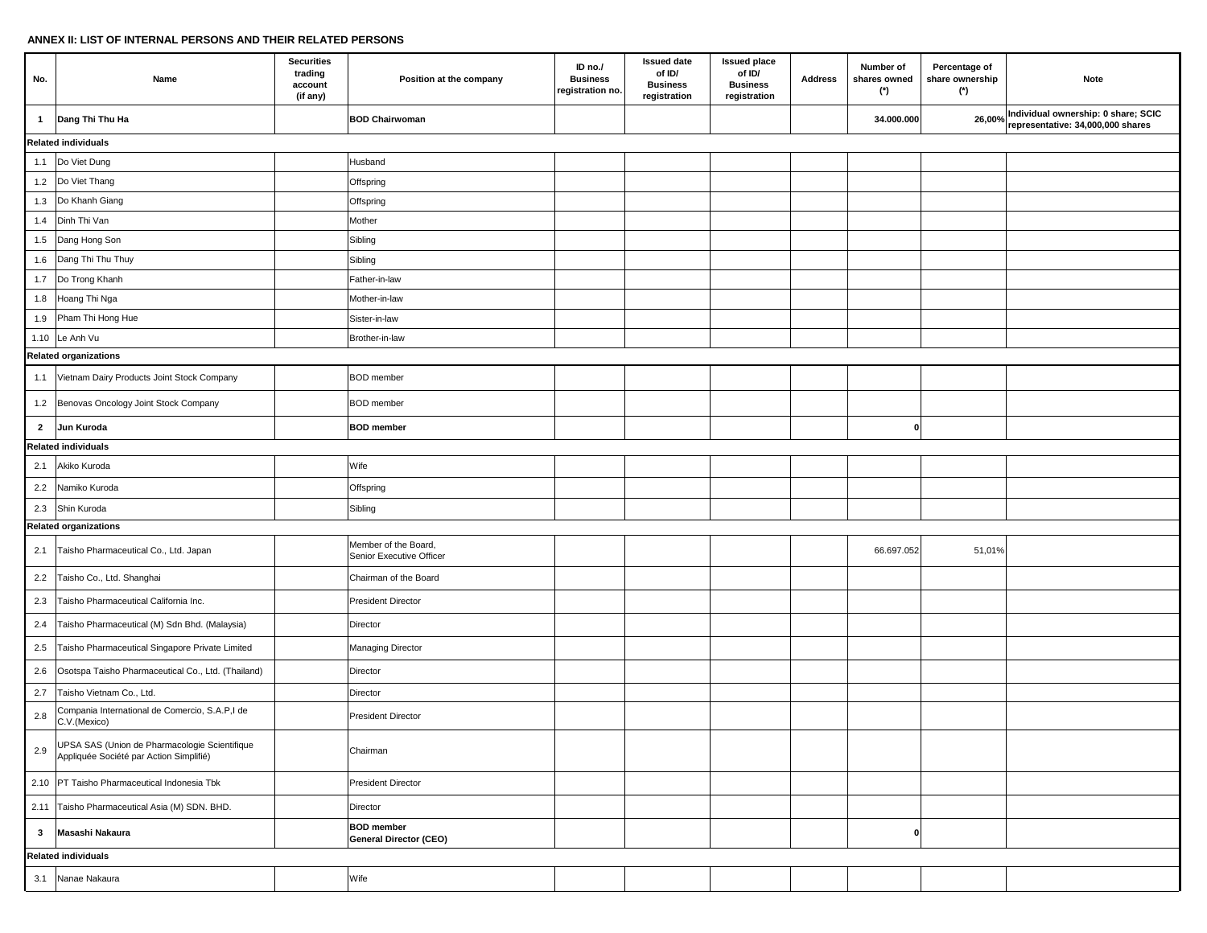**ANNEX II: LIST OF INTERNAL PERSONS AND THEIR RELATED PERSONS**

| No. | Name | Securities trading account (if any) | Position at the company | ID no./ Business registration no. | Issued date of ID/ Business registration | Issued place of ID/ Business registration | Address | Number of shares owned (*) | Percentage of share ownership (*) | Note |
|---|---|---|---|---|---|---|---|---|---|---|
| **1** | **Dang Thi Thu Ha** | | **BOD Chairwoman** | | | | | **34.000.000** | **26,00%** | **Individual ownership: 0 share; SCIC representative: 34,000,000 shares** |
| **Related individuals** | | | | | | | | | | |
| 1.1 | Do Viet Dung | | Husband | | | | | | | |
| 1.2 | Do Viet Thang | | Offspring | | | | | | | |
| 1.3 | Do Khanh Giang | | Offspring | | | | | | | |
| 1.4 | Dinh Thi Van | | Mother | | | | | | | |
| 1.5 | Dang Hong Son | | Sibling | | | | | | | |
| 1.6 | Dang Thi Thu Thuy | | Sibling | | | | | | | |
| 1.7 | Do Trong Khanh | | Father-in-law | | | | | | | |
| 1.8 | Hoang Thi Nga | | Mother-in-law | | | | | | | |
| 1.9 | Pham Thi Hong Hue | | Sister-in-law | | | | | | | |
| 1.10 | Le Anh Vu | | Brother-in-law | | | | | | | |
| **Related organizations** | | | | | | | | | | |
| 1.1 | Vietnam Dairy Products Joint Stock Company | | BOD member | | | | | | | |
| 1.2 | Benovas Oncology Joint Stock Company | | BOD member | | | | | | | |
| **2** | **Jun Kuroda** | | **BOD member** | | | | | **0** | | |
| **Related individuals** | | | | | | | | | | |
| 2.1 | Akiko Kuroda | | Wife | | | | | | | |
| 2.2 | Namiko Kuroda | | Offspring | | | | | | | |
| 2.3 | Shin Kuroda | | Sibling | | | | | | | |
| **Related organizations** | | | | | | | | | | |
| 2.1 | Taisho Pharmaceutical Co., Ltd. Japan | | Member of the Board, Senior Executive Officer | | | | | 66.697.052 | 51,01% | |
| 2.2 | Taisho Co., Ltd. Shanghai | | Chairman of the Board | | | | | | | |
| 2.3 | Taisho Pharmaceutical California Inc. | | President Director | | | | | | | |
| 2.4 | Taisho Pharmaceutical (M) Sdn Bhd. (Malaysia) | | Director | | | | | | | |
| 2.5 | Taisho Pharmaceutical Singapore Private Limited | | Managing Director | | | | | | | |
| 2.6 | Osotspa Taisho Pharmaceutical Co., Ltd. (Thailand) | | Director | | | | | | | |
| 2.7 | Taisho Vietnam Co., Ltd. | | Director | | | | | | | |
| 2.8 | Compania International de Comercio, S.A.P,I de C.V.(Mexico) | | President Director | | | | | | | |
| 2.9 | UPSA SAS (Union de Pharmacologie Scientifique Appliquée Société par Action Simplifié) | | Chairman | | | | | | | |
| 2.10 | PT Taisho Pharmaceutical Indonesia Tbk | | President Director | | | | | | | |
| 2.11 | Taisho Pharmaceutical Asia (M) SDN. BHD. | | Director | | | | | | | |
| **3** | **Masashi Nakaura** | | **BOD member General Director (CEO)** | | | | | **0** | | |
| **Related individuals** | | | | | | | | | | |
| 3.1 | Nanae Nakaura | | Wife | | | | | | | |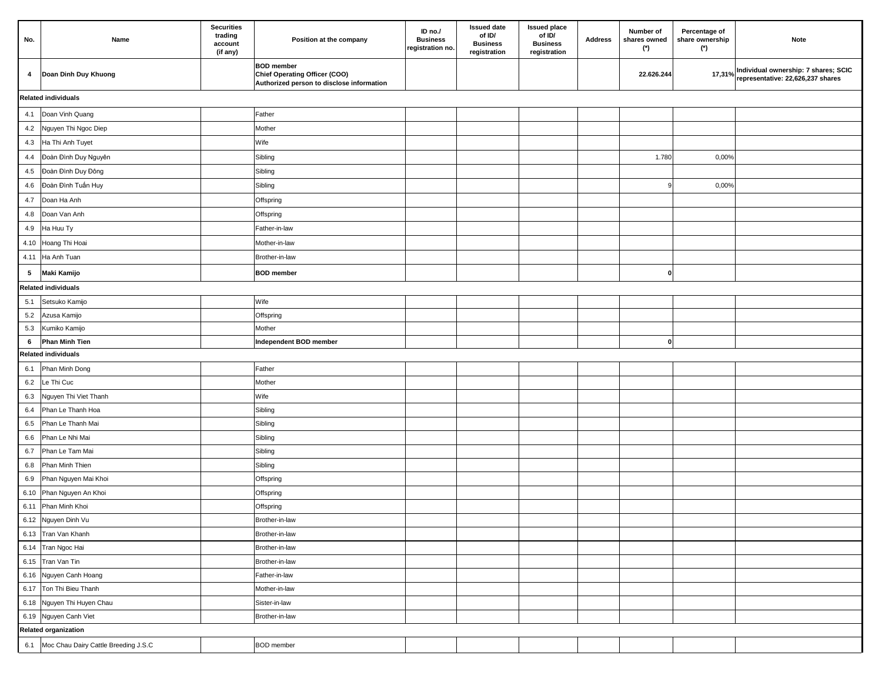| No. | Name | Securities trading account (if any) | Position at the company | ID no./ Business registration no. | Issued date of ID/ Business registration | Issued place of ID/ Business registration | Address | Number of shares owned (*) | Percentage of share ownership (*) | Note |
|---|---|---|---|---|---|---|---|---|---|---|
| **4** | **Doan Dinh Duy Khuong** | | **BOD member<br>Chief Operating Officer (COO)<br>Authorized person to disclose information** | | | | | **22.626.244** | **17,31%** | **Individual ownership: 7 shares; SCIC representative: 22,626,237 shares** |
| **Related individuals** | | | | | | | | | | |
| 4.1 | Doan Vinh Quang | | Father | | | | | | | |
| 4.2 | Nguyen Thi Ngoc Diep | | Mother | | | | | | | |
| 4.3 | Ha Thi Anh Tuyet | | Wife | | | | | | | |
| 4.4 | Đoàn Đình Duy Nguyên | | Sibling | | | | | 1.780 | 0,00% | |
| 4.5 | Đoàn Đình Duy Đông | | Sibling | | | | | | | |
| 4.6 | Đoàn Đình Tuấn Huy | | Sibling | | | | | 9 | 0,00% | |
| 4.7 | Doan Ha Anh | | Offspring | | | | | | | |
| 4.8 | Doan Van Anh | | Offspring | | | | | | | |
| 4.9 | Ha Huu Ty | | Father-in-law | | | | | | | |
| 4.10 | Hoang Thi Hoai | | Mother-in-law | | | | | | | |
| 4.11 | Ha Anh Tuan | | Brother-in-law | | | | | | | |
| **5** | **Maki Kamijo** | | **BOD member** | | | | | **0** | | |
| **Related individuals** | | | | | | | | | | |
| 5.1 | Setsuko Kamijo | | Wife | | | | | | | |
| 5.2 | Azusa Kamijo | | Offspring | | | | | | | |
| 5.3 | Kumiko Kamijo | | Mother | | | | | | | |
| **6** | **Phan Minh Tien** | | **Independent BOD member** | | | | | **0** | | |
| **Related individuals** | | | | | | | | | | |
| 6.1 | Phan Minh Dong | | Father | | | | | | | |
| 6.2 | Le Thi Cuc | | Mother | | | | | | | |
| 6.3 | Nguyen Thi Viet Thanh | | Wife | | | | | | | |
| 6.4 | Phan Le Thanh Hoa | | Sibling | | | | | | | |
| 6.5 | Phan Le Thanh Mai | | Sibling | | | | | | | |
| 6.6 | Phan Le Nhi Mai | | Sibling | | | | | | | |
| 6.7 | Phan Le Tam Mai | | Sibling | | | | | | | |
| 6.8 | Phan Minh Thien | | Sibling | | | | | | | |
| 6.9 | Phan Nguyen Mai Khoi | | Offspring | | | | | | | |
| 6.10 | Phan Nguyen An Khoi | | Offspring | | | | | | | |
| 6.11 | Phan Minh Khoi | | Offspring | | | | | | | |
| 6.12 | Nguyen Dinh Vu | | Brother-in-law | | | | | | | |
| 6.13 | Tran Van Khanh | | Brother-in-law | | | | | | | |
| 6.14 | Tran Ngoc Hai | | Brother-in-law | | | | | | | |
| 6.15 | Tran Van Tin | | Brother-in-law | | | | | | | |
| 6.16 | Nguyen Canh Hoang | | Father-in-law | | | | | | | |
| 6.17 | Ton Thi Bieu Thanh | | Mother-in-law | | | | | | | |
| 6.18 | Nguyen Thi Huyen Chau | | Sister-in-law | | | | | | | |
| 6.19 | Nguyen Canh Viet | | Brother-in-law | | | | | | | |
| **Related organization** | | | | | | | | | | |
| 6.1 | Moc Chau Dairy Cattle Breeding J.S.C | | BOD member | | | | | | | |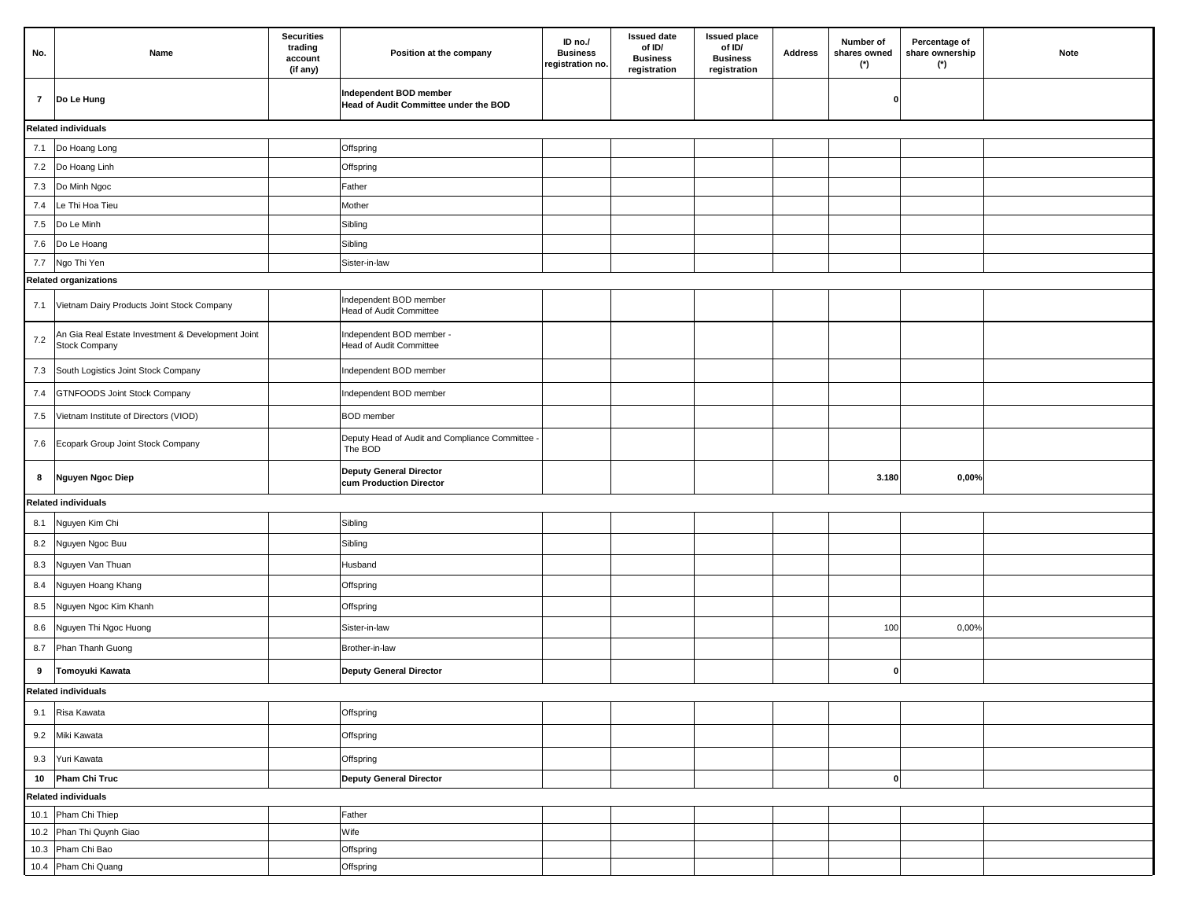| No. | Name | Securities trading account (if any) | Position at the company | ID no./ Business registration no. | Issued date of ID/ Business registration | Issued place of ID/ Business registration | Address | Number of shares owned (*) | Percentage of share ownership (*) | Note |
|---|---|---|---|---|---|---|---|---|---|---|
| **7** | **Do Le Hung** | | **Independent BOD member Head of Audit Committee under the BOD** | | | | | **0** | | |
| **Related individuals** | | | | | | | | | | |
| 7.1 | Do Hoang Long | | Offspring | | | | | | | |
| 7.2 | Do Hoang Linh | | Offspring | | | | | | | |
| 7.3 | Do Minh Ngoc | | Father | | | | | | | |
| 7.4 | Le Thi Hoa Tieu | | Mother | | | | | | | |
| 7.5 | Do Le Minh | | Sibling | | | | | | | |
| 7.6 | Do Le Hoang | | Sibling | | | | | | | |
| 7.7 | Ngo Thi Yen | | Sister-in-law | | | | | | | |
| **Related organizations** | | | | | | | | | | |
| 7.1 | Vietnam Dairy Products Joint Stock Company | | Independent BOD member Head of Audit Committee | | | | | | | |
| 7.2 | An Gia Real Estate Investment & Development Joint Stock Company | | Independent BOD member - Head of Audit Committee | | | | | | | |
| 7.3 | South Logistics Joint Stock Company | | Independent BOD member | | | | | | | |
| 7.4 | GTNFOODS Joint Stock Company | | Independent BOD member | | | | | | | |
| 7.5 | Vietnam Institute of Directors (VIOD) | | BOD member | | | | | | | |
| 7.6 | Ecopark Group Joint Stock Company | | Deputy Head of Audit and Compliance Committee - The BOD | | | | | | | |
| **8** | **Nguyen Ngoc Diep** | | **Deputy General Director cum Production Director** | | | | | **3.180** | **0,00%** | |
| **Related individuals** | | | | | | | | | | |
| 8.1 | Nguyen Kim Chi | | Sibling | | | | | | | |
| 8.2 | Nguyen Ngoc Buu | | Sibling | | | | | | | |
| 8.3 | Nguyen Van Thuan | | Husband | | | | | | | |
| 8.4 | Nguyen Hoang Khang | | Offspring | | | | | | | |
| 8.5 | Nguyen Ngoc Kim Khanh | | Offspring | | | | | | | |
| 8.6 | Nguyen Thi Ngoc Huong | | Sister-in-law | | | | | 100 | 0,00% | |
| 8.7 | Phan Thanh Guong | | Brother-in-law | | | | | | | |
| **9** | **Tomoyuki Kawata** | | **Deputy General Director** | | | | | **0** | | |
| **Related individuals** | | | | | | | | | | |
| 9.1 | Risa Kawata | | Offspring | | | | | | | |
| 9.2 | Miki Kawata | | Offspring | | | | | | | |
| 9.3 | Yuri Kawata | | Offspring | | | | | | | |
| **10** | **Pham Chi Truc** | | **Deputy General Director** | | | | | **0** | | |
| **Related individuals** | | | | | | | | | | |
| 10.1 | Pham Chi Thiep | | Father | | | | | | | |
| 10.2 | Phan Thi Quynh Giao | | Wife | | | | | | | |
| 10.3 | Pham Chi Bao | | Offspring | | | | | | | |
| 10.4 | Pham Chi Quang | | Offspring | | | | | | | |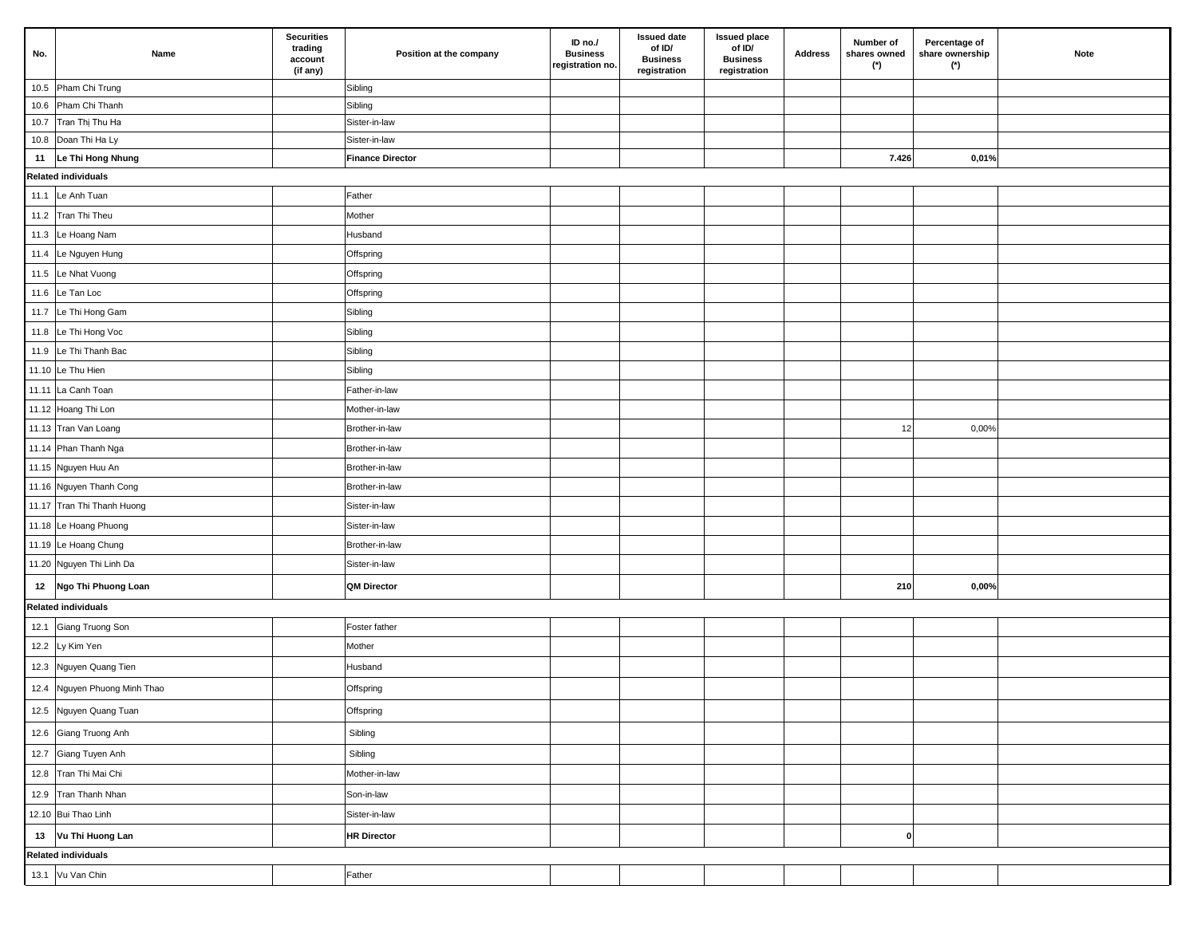| No. | Name | Securities trading account (if any) | Position at the company | ID no./ Business registration no. | Issued date of ID/ Business registration | Issued place of ID/ Business registration | Address | Number of shares owned (*) | Percentage of share ownership (*) | Note |
|---|---|---|---|---|---|---|---|---|---|---|
| 10.5 | Pham Chi Trung | | Sibling | | | | | | | |
| 10.6 | Pham Chi Thanh | | Sibling | | | | | | | |
| 10.7 | Tran Thị Thu Ha | | Sister-in-law | | | | | | | |
| 10.8 | Doan Thi Ha Ly | | Sister-in-law | | | | | | | |
| **11** | **Le Thi Hong Nhung** | | **Finance Director** | | | | | **7.426** | **0,01%** | |
| **Related individuals** | | | | | | | | | | |
| 11.1 | Le Anh Tuan | | Father | | | | | | | |
| 11.2 | Tran Thi Theu | | Mother | | | | | | | |
| 11.3 | Le Hoang Nam | | Husband | | | | | | | |
| 11.4 | Le Nguyen Hung | | Offspring | | | | | | | |
| 11.5 | Le Nhat Vuong | | Offspring | | | | | | | |
| 11.6 | Le Tan Loc | | Offspring | | | | | | | |
| 11.7 | Le Thi Hong Gam | | Sibling | | | | | | | |
| 11.8 | Le Thi Hong Voc | | Sibling | | | | | | | |
| 11.9 | Le Thi Thanh Bac | | Sibling | | | | | | | |
| 11.10 | Le Thu Hien | | Sibling | | | | | | | |
| 11.11 | La Canh Toan | | Father-in-law | | | | | | | |
| 11.12 | Hoang Thi Lon | | Mother-in-law | | | | | | | |
| 11.13 | Tran Van Loang | | Brother-in-law | | | | | 12 | 0,00% | |
| 11.14 | Phan Thanh Nga | | Brother-in-law | | | | | | | |
| 11.15 | Nguyen Huu An | | Brother-in-law | | | | | | | |
| 11.16 | Nguyen Thanh Cong | | Brother-in-law | | | | | | | |
| 11.17 | Tran Thi Thanh Huong | | Sister-in-law | | | | | | | |
| 11.18 | Le Hoang Phuong | | Sister-in-law | | | | | | | |
| 11.19 | Le Hoang Chung | | Brother-in-law | | | | | | | |
| 11.20 | Nguyen Thi Linh Da | | Sister-in-law | | | | | | | |
| **12** | **Ngo Thi Phuong Loan** | | **QM Director** | | | | | **210** | **0,00%** | |
| **Related individuals** | | | | | | | | | | |
| 12.1 | Giang Truong Son | | Foster father | | | | | | | |
| 12.2 | Ly Kim Yen | | Mother | | | | | | | |
| 12.3 | Nguyen Quang Tien | | Husband | | | | | | | |
| 12.4 | Nguyen Phuong Minh Thao | | Offspring | | | | | | | |
| 12.5 | Nguyen Quang Tuan | | Offspring | | | | | | | |
| 12.6 | Giang Truong Anh | | Sibling | | | | | | | |
| 12.7 | Giang Tuyen Anh | | Sibling | | | | | | | |
| 12.8 | Tran Thi Mai Chi | | Mother-in-law | | | | | | | |
| 12.9 | Tran Thanh Nhan | | Son-in-law | | | | | | | |
| 12.10 | Bui Thao Linh | | Sister-in-law | | | | | | | |
| **13** | **Vu Thi Huong Lan** | | **HR Director** | | | | | **0** | | |
| **Related individuals** | | | | | | | | | | |
| 13.1 | Vu Van Chin | | Father | | | | | | | |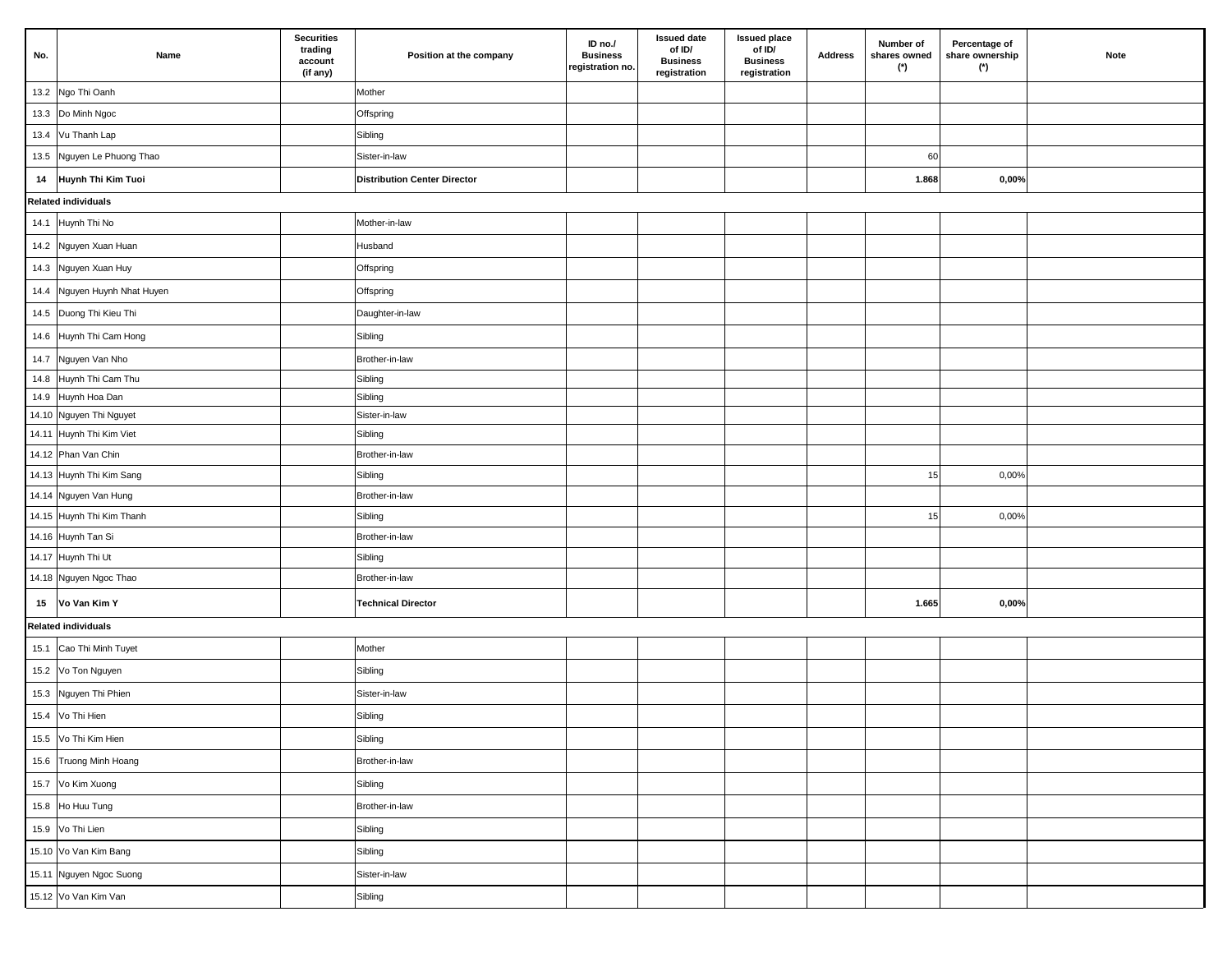| No. | Name | Securities trading account (if any) | Position at the company | ID no./ Business registration no. | Issued date of ID/ Business registration | Issued place of ID/ Business registration | Address | Number of shares owned (*) | Percentage of share ownership (*) | Note |
|---|---|---|---|---|---|---|---|---|---|---|
| 13.2 | Ngo Thi Oanh | | Mother | | | | | | | |
| 13.3 | Do Minh Ngoc | | Offspring | | | | | | | |
| 13.4 | Vu Thanh Lap | | Sibling | | | | | | | |
| 13.5 | Nguyen Le Phuong Thao | | Sister-in-law | | | | | 60 | | |
| **14** | **Huynh Thi Kim Tuoi** | | **Distribution Center Director** | | | | | **1.868** | **0,00%** | |
| **Related individuals** | | | | | | | | | | |
| 14.1 | Huynh Thi No | | Mother-in-law | | | | | | | |
| 14.2 | Nguyen Xuan Huan | | Husband | | | | | | | |
| 14.3 | Nguyen Xuan Huy | | Offspring | | | | | | | |
| 14.4 | Nguyen Huynh Nhat Huyen | | Offspring | | | | | | | |
| 14.5 | Duong Thi Kieu Thi | | Daughter-in-law | | | | | | | |
| 14.6 | Huynh Thi Cam Hong | | Sibling | | | | | | | |
| 14.7 | Nguyen Van Nho | | Brother-in-law | | | | | | | |
| 14.8 | Huynh Thi Cam Thu | | Sibling | | | | | | | |
| 14.9 | Huynh Hoa Dan | | Sibling | | | | | | | |
| 14.10 | Nguyen Thi Nguyet | | Sister-in-law | | | | | | | |
| 14.11 | Huynh Thi Kim Viet | | Sibling | | | | | | | |
| 14.12 | Phan Van Chin | | Brother-in-law | | | | | | | |
| 14.13 | Huynh Thi Kim Sang | | Sibling | | | | | 15 | 0,00% | |
| 14.14 | Nguyen Van Hung | | Brother-in-law | | | | | | | |
| 14.15 | Huynh Thi Kim Thanh | | Sibling | | | | | 15 | 0,00% | |
| 14.16 | Huynh Tan Si | | Brother-in-law | | | | | | | |
| 14.17 | Huynh Thi Ut | | Sibling | | | | | | | |
| 14.18 | Nguyen Ngoc Thao | | Brother-in-law | | | | | | | |
| **15** | **Vo Van Kim Y** | | **Technical Director** | | | | | **1.665** | **0,00%** | |
| **Related individuals** | | | | | | | | | | |
| 15.1 | Cao Thi Minh Tuyet | | Mother | | | | | | | |
| 15.2 | Vo Ton Nguyen | | Sibling | | | | | | | |
| 15.3 | Nguyen Thi Phien | | Sister-in-law | | | | | | | |
| 15.4 | Vo Thi Hien | | Sibling | | | | | | | |
| 15.5 | Vo Thi Kim Hien | | Sibling | | | | | | | |
| 15.6 | Truong Minh Hoang | | Brother-in-law | | | | | | | |
| 15.7 | Vo Kim Xuong | | Sibling | | | | | | | |
| 15.8 | Ho Huu Tung | | Brother-in-law | | | | | | | |
| 15.9 | Vo Thi Lien | | Sibling | | | | | | | |
| 15.10 | Vo Van Kim Bang | | Sibling | | | | | | | |
| 15.11 | Nguyen Ngoc Suong | | Sister-in-law | | | | | | | |
| 15.12 | Vo Van Kim Van | | Sibling | | | | | | | |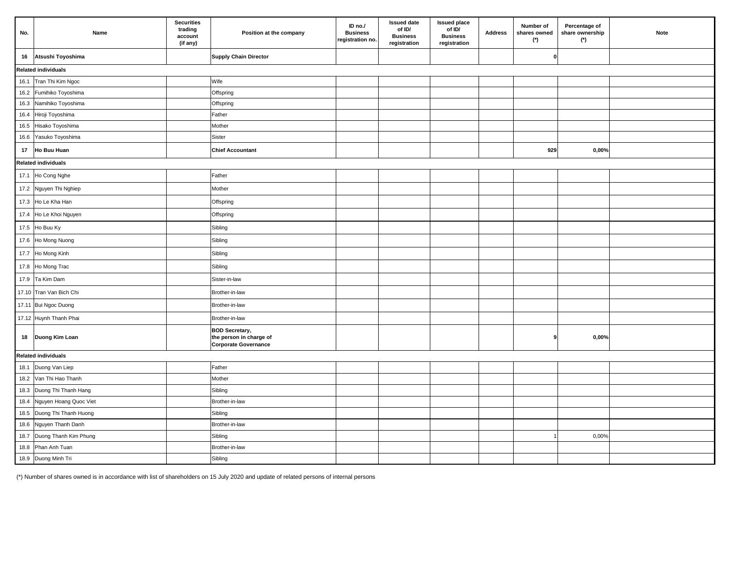| No. | Name | Securities trading account (if any) | Position at the company | ID no./ Business registration no. | Issued date of ID/ Business registration | Issued place of ID/ Business registration | Address | Number of shares owned (*) | Percentage of share ownership (*) | Note |
|---|---|---|---|---|---|---|---|---|---|---|
| **16** | **Atsushi Toyoshima** | | **Supply Chain Director** | | | | | **0** | | |
| **Related individuals** | | | | | | | | | | |
| 16.1 | Tran Thi Kim Ngoc | | Wife | | | | | | | |
| 16.2 | Fumihiko Toyoshima | | Offspring | | | | | | | |
| 16.3 | Namihiko Toyoshima | | Offspring | | | | | | | |
| 16.4 | Hiroji Toyoshima | | Father | | | | | | | |
| 16.5 | Hisako Toyoshima | | Mother | | | | | | | |
| 16.6 | Yasuko Toyoshima | | Sister | | | | | | | |
| **17** | **Ho Buu Huan** | | **Chief Accountant** | | | | | **929** | **0,00%** | |
| **Related individuals** | | | | | | | | | | |
| 17.1 | Ho Cong Nghe | | Father | | | | | | | |
| 17.2 | Nguyen Thi Nghiep | | Mother | | | | | | | |
| 17.3 | Ho Le Kha Han | | Offspring | | | | | | | |
| 17.4 | Ho Le Khoi Nguyen | | Offspring | | | | | | | |
| 17.5 | Ho Buu Ky | | Sibling | | | | | | | |
| 17.6 | Ho Mong Nuong | | Sibling | | | | | | | |
| 17.7 | Ho Mong Kinh | | Sibling | | | | | | | |
| 17.8 | Ho Mong Trac | | Sibling | | | | | | | |
| 17.9 | Ta Kim Dam | | Sister-in-law | | | | | | | |
| 17.10 | Tran Van Bich Chi | | Brother-in-law | | | | | | | |
| 17.11 | Bui Ngoc Duong | | Brother-in-law | | | | | | | |
| 17.12 | Huynh Thanh Phai | | Brother-in-law | | | | | | | |
| **18** | **Duong Kim Loan** | | **BOD Secretary, the person in charge of Corporate Governance** | | | | | **9** | **0,00%** | |
| **Related individuals** | | | | | | | | | | |
| 18.1 | Duong Van Liep | | Father | | | | | | | |
| 18.2 | Van Thi Hao Thanh | | Mother | | | | | | | |
| 18.3 | Duong Thi Thanh Hang | | Sibling | | | | | | | |
| 18.4 | Nguyen Hoang Quoc Viet | | Brother-in-law | | | | | | | |
| 18.5 | Duong Thi Thanh Huong | | Sibling | | | | | | | |
| 18.6 | Nguyen Thanh Danh | | Brother-in-law | | | | | | | |
| 18.7 | Duong Thanh Kim Phung | | Sibling | | | | | 1 | 0,00% | |
| 18.8 | Phan Anh Tuan | | Brother-in-law | | | | | | | |
| 18.9 | Duong Minh Tri | | Sibling | | | | | | | |

(*) Number of shares owned is in accordance with list of shareholders on 15 July 2020 and update of related persons of internal persons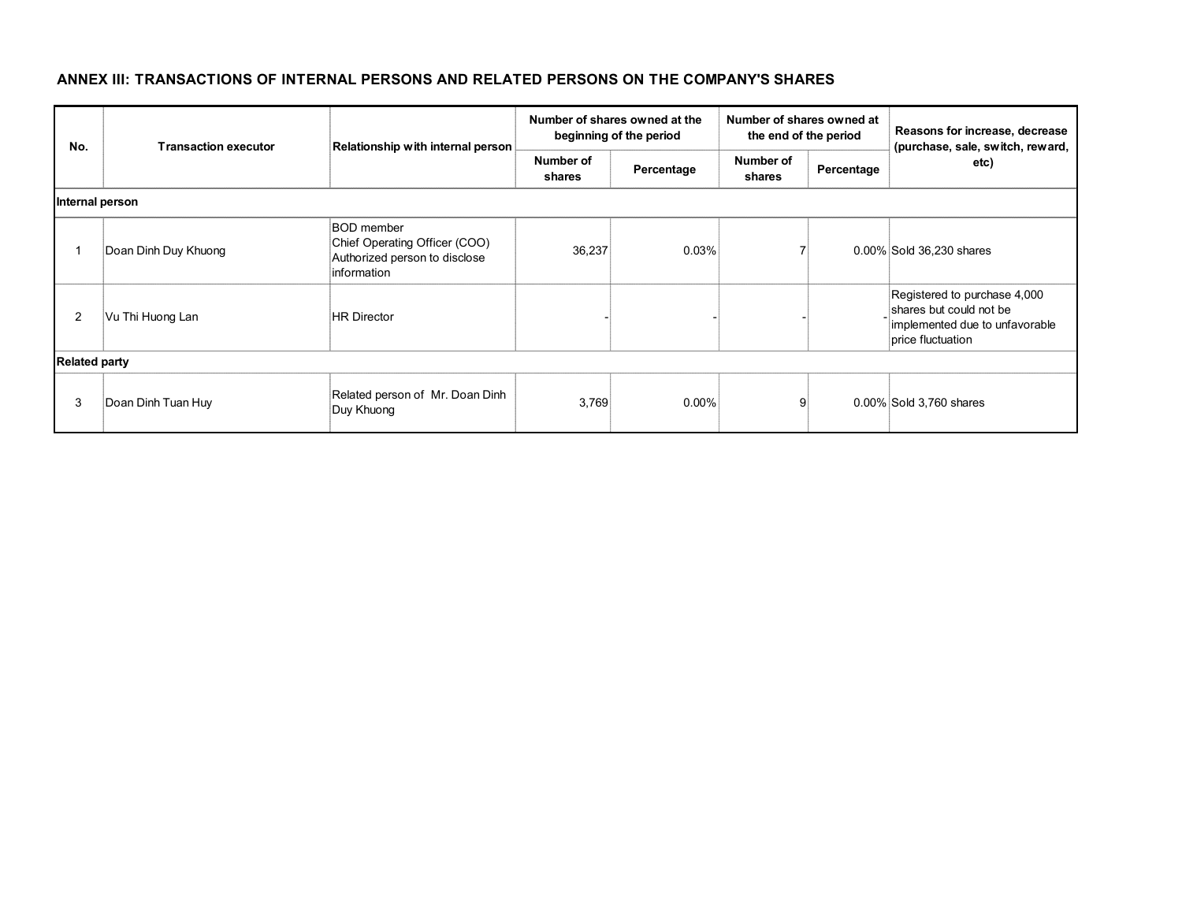## ANNEX III: TRANSACTIONS OF INTERNAL PERSONS AND RELATED PERSONS ON THE COMPANY'S SHARES

| No. | Transaction executor | Relationship with internal person | Number of shares owned at the beginning of the period | | Number of shares owned at the end of the period | | Reasons for increase, decrease (purchase, sale, switch, reward, etc) |
|---|---|---|---|---|---|---|---|
| | | | Number of shares | Percentage | Number of shares | Percentage | |
| **Internal person** | | | | | | | |
| 1 | Doan Dinh Duy Khuong | BOD member<br>Chief Operating Officer (COO)<br>Authorized person to disclose information | 36,237 | 0.03% | 7 | 0.00% | Sold 36,230 shares |
| 2 | Vu Thi Huong Lan | HR Director | - | - | - | - | Registered to purchase 4,000 shares but could not be implemented due to unfavorable price fluctuation |
| **Related party** | | | | | | | |
| 3 | Doan Dinh Tuan Huy | Related person of Mr. Doan Dinh Duy Khuong | 3,769 | 0.00% | 9 | 0.00% | Sold 3,760 shares |